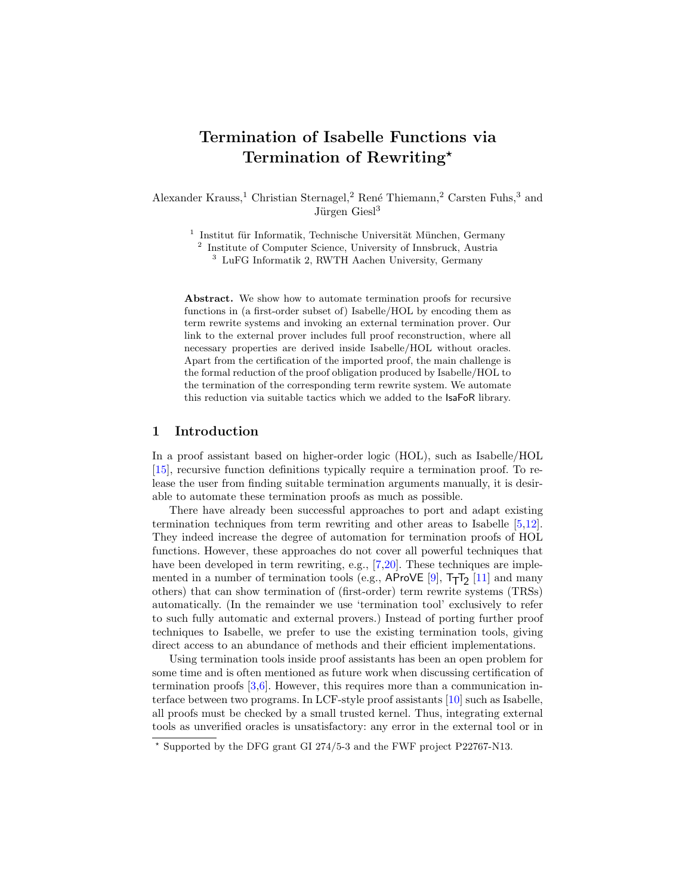# Termination of Isabelle Functions via Termination of Rewriting*

Alexander Krauss,[1] Christian Sternagel,[2] René Thiemann,[2] Carsten Fuhs,[3] and Jürgen Giesl[3]

[1] Institut für Informatik, Technische Universität München, Germany
[2] Institute of Computer Science, University of Innsbruck, Austria
[3] LuFG Informatik 2, RWTH Aachen University, Germany

**Abstract.** We show how to automate termination proofs for recursive functions in (a first-order subset of) Isabelle/HOL by encoding them as term rewrite systems and invoking an external termination prover. Our link to the external prover includes full proof reconstruction, where all necessary properties are derived inside Isabelle/HOL without oracles. Apart from the certification of the imported proof, the main challenge is the formal reduction of the proof obligation produced by Isabelle/HOL to the termination of the corresponding term rewrite system. We automate this reduction via suitable tactics which we added to the IsaFoR library.

## 1 Introduction

In a proof assistant based on higher-order logic (HOL), such as Isabelle/HOL [15], recursive function definitions typically require a termination proof. To release the user from finding suitable termination arguments manually, it is desirable to automate these termination proofs as much as possible.

There have already been successful approaches to port and adapt existing termination techniques from term rewriting and other areas to Isabelle [5,12]. They indeed increase the degree of automation for termination proofs of HOL functions. However, these approaches do not cover all powerful techniques that have been developed in term rewriting, e.g., [7,20]. These techniques are implemented in a number of termination tools (e.g., AProVE [9], $\mathsf{T_TT_2}$ [11] and many others) that can show termination of (first-order) term rewrite systems (TRSs) automatically. (In the remainder we use 'termination tool' exclusively to refer to such fully automatic and external provers.) Instead of porting further proof techniques to Isabelle, we prefer to use the existing termination tools, giving direct access to an abundance of methods and their efficient implementations.

Using termination tools inside proof assistants has been an open problem for some time and is often mentioned as future work when discussing certification of termination proofs [3,6]. However, this requires more than a communication interface between two programs. In LCF-style proof assistants [10] such as Isabelle, all proofs must be checked by a small trusted kernel. Thus, integrating external tools as unverified oracles is unsatisfactory: any error in the external tool or in

* Supported by the DFG grant GI 274/5-3 and the FWF project P22767-N13.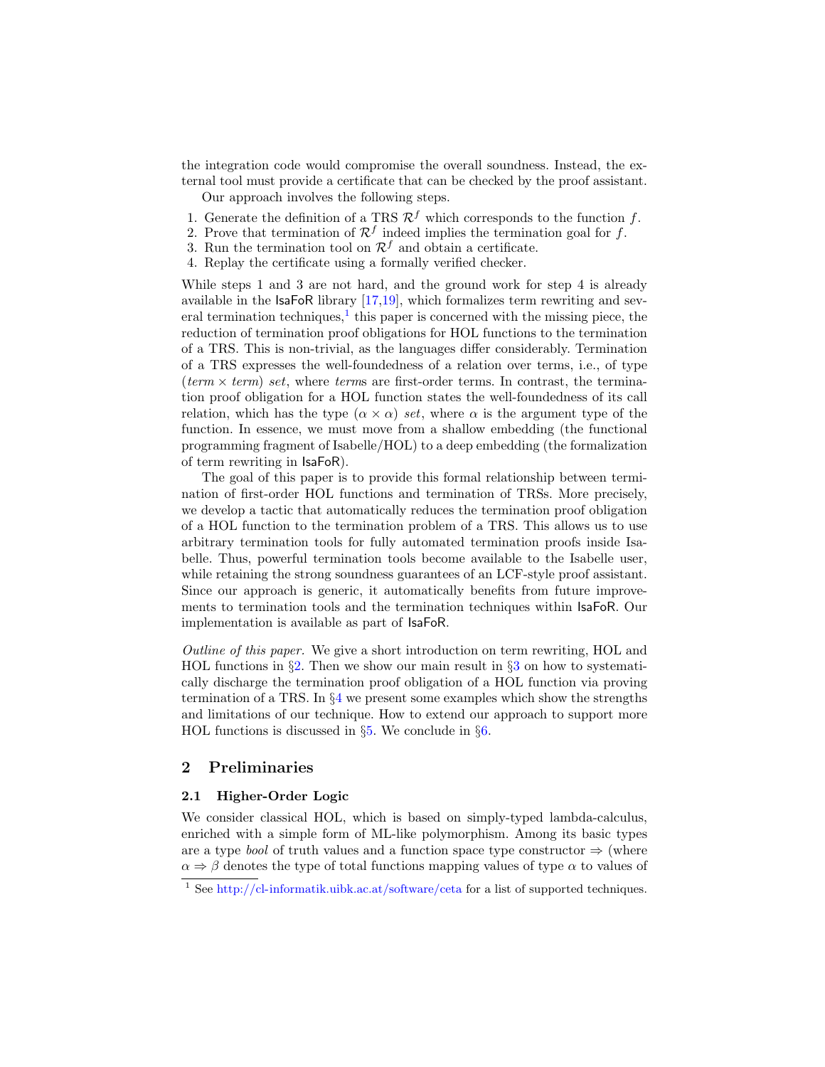the integration code would compromise the overall soundness. Instead, the external tool must provide a certificate that can be checked by the proof assistant.

Our approach involves the following steps.

1. Generate the definition of a TRS $\mathcal{R}^f$ which corresponds to the function $f$.
2. Prove that termination of $\mathcal{R}^f$ indeed implies the termination goal for $f$.
3. Run the termination tool on $\mathcal{R}^f$ and obtain a certificate.
4. Replay the certificate using a formally verified checker.

While steps 1 and 3 are not hard, and the ground work for step 4 is already available in the IsaFoR library [17,19], which formalizes term rewriting and several termination techniques,[1] this paper is concerned with the missing piece, the reduction of termination proof obligations for HOL functions to the termination of a TRS. This is non-trivial, as the languages differ considerably. Termination of a TRS expresses the well-foundedness of a relation over terms, i.e., of type $(\mathit{term} \times \mathit{term})\ \mathit{set}$, where *terms* are first-order terms. In contrast, the termination proof obligation for a HOL function states the well-foundedness of its call relation, which has the type $(\alpha \times \alpha)\ \mathit{set}$, where $\alpha$ is the argument type of the function. In essence, we must move from a shallow embedding (the functional programming fragment of Isabelle/HOL) to a deep embedding (the formalization of term rewriting in IsaFoR).

The goal of this paper is to provide this formal relationship between termination of first-order HOL functions and termination of TRSs. More precisely, we develop a tactic that automatically reduces the termination proof obligation of a HOL function to the termination problem of a TRS. This allows us to use arbitrary termination tools for fully automated termination proofs inside Isabelle. Thus, powerful termination tools become available to the Isabelle user, while retaining the strong soundness guarantees of an LCF-style proof assistant. Since our approach is generic, it automatically benefits from future improvements to termination tools and the termination techniques within IsaFoR. Our implementation is available as part of IsaFoR.

*Outline of this paper.* We give a short introduction on term rewriting, HOL and HOL functions in §2. Then we show our main result in §3 on how to systematically discharge the termination proof obligation of a HOL function via proving termination of a TRS. In §4 we present some examples which show the strengths and limitations of our technique. How to extend our approach to support more HOL functions is discussed in §5. We conclude in §6.

## 2 Preliminaries

### 2.1 Higher-Order Logic

We consider classical HOL, which is based on simply-typed lambda-calculus, enriched with a simple form of ML-like polymorphism. Among its basic types are a type *bool* of truth values and a function space type constructor $\Rightarrow$ (where $\alpha \Rightarrow \beta$ denotes the type of total functions mapping values of type $\alpha$ to values of

[1] See http://cl-informatik.uibk.ac.at/software/ceta for a list of supported techniques.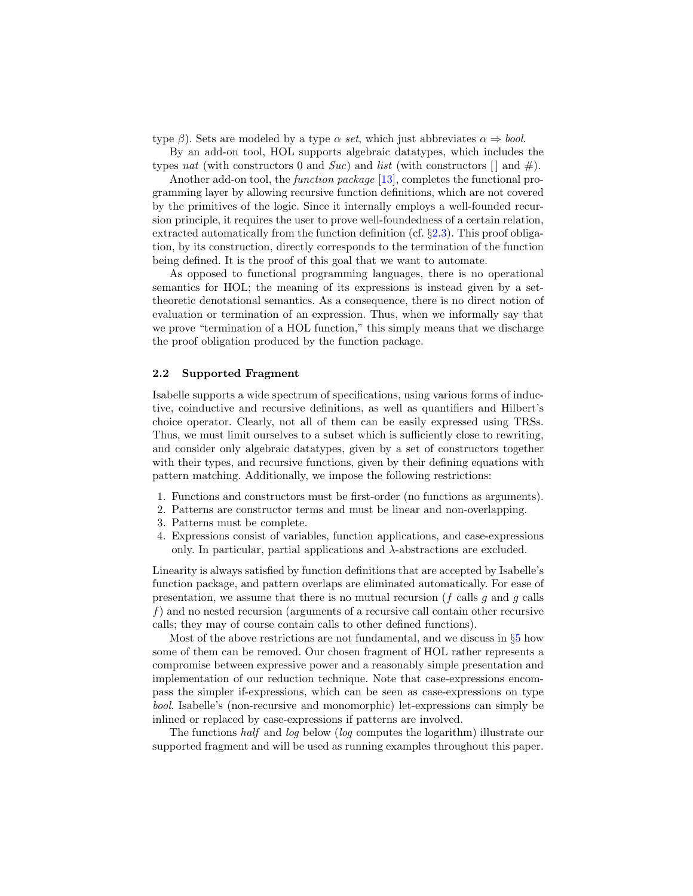type $\beta$). Sets are modeled by a type $\alpha$ *set*, which just abbreviates $\alpha \Rightarrow$ *bool*.

By an add-on tool, HOL supports algebraic datatypes, which includes the types *nat* (with constructors 0 and *Suc*) and *list* (with constructors [] and #).

Another add-on tool, the *function package* [13], completes the functional programming layer by allowing recursive function definitions, which are not covered by the primitives of the logic. Since it internally employs a well-founded recursion principle, it requires the user to prove well-foundedness of a certain relation, extracted automatically from the function definition (cf. §2.3). This proof obligation, by its construction, directly corresponds to the termination of the function being defined. It is the proof of this goal that we want to automate.

As opposed to functional programming languages, there is no operational semantics for HOL; the meaning of its expressions is instead given by a set-theoretic denotational semantics. As a consequence, there is no direct notion of evaluation or termination of an expression. Thus, when we informally say that we prove "termination of a HOL function," this simply means that we discharge the proof obligation produced by the function package.

### 2.2 Supported Fragment

Isabelle supports a wide spectrum of specifications, using various forms of inductive, coinductive and recursive definitions, as well as quantifiers and Hilbert's choice operator. Clearly, not all of them can be easily expressed using TRSs. Thus, we must limit ourselves to a subset which is sufficiently close to rewriting, and consider only algebraic datatypes, given by a set of constructors together with their types, and recursive functions, given by their defining equations with pattern matching. Additionally, we impose the following restrictions:

1. Functions and constructors must be first-order (no functions as arguments).
2. Patterns are constructor terms and must be linear and non-overlapping.
3. Patterns must be complete.
4. Expressions consist of variables, function applications, and case-expressions only. In particular, partial applications and $\lambda$-abstractions are excluded.

Linearity is always satisfied by function definitions that are accepted by Isabelle's function package, and pattern overlaps are eliminated automatically. For ease of presentation, we assume that there is no mutual recursion ($f$ calls $g$ and $g$ calls $f$) and no nested recursion (arguments of a recursive call contain other recursive calls; they may of course contain calls to other defined functions).

Most of the above restrictions are not fundamental, and we discuss in §5 how some of them can be removed. Our chosen fragment of HOL rather represents a compromise between expressive power and a reasonably simple presentation and implementation of our reduction technique. Note that case-expressions encompass the simpler if-expressions, which can be seen as case-expressions on type *bool*. Isabelle's (non-recursive and monomorphic) let-expressions can simply be inlined or replaced by case-expressions if patterns are involved.

The functions *half* and *log* below (*log* computes the logarithm) illustrate our supported fragment and will be used as running examples throughout this paper.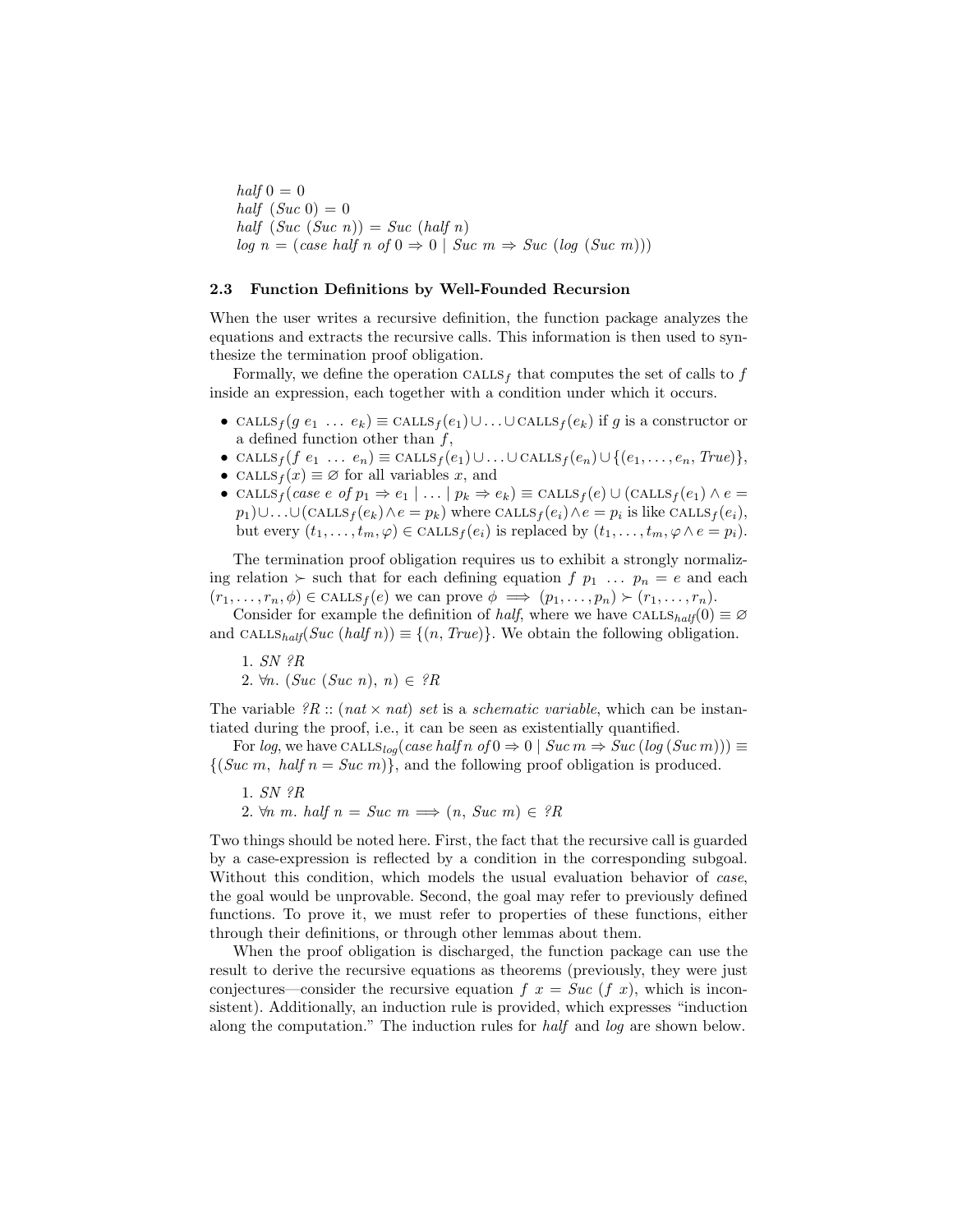$$half\ 0 = 0$$
$$half\ (Suc\ 0) = 0$$
$$half\ (Suc\ (Suc\ n)) = Suc\ (half\ n)$$
$$log\ n = (case\ half\ n\ of\ 0 \Rightarrow 0 \mid Suc\ m \Rightarrow Suc\ (log\ (Suc\ m)))$$

### 2.3 Function Definitions by Well-Founded Recursion

When the user writes a recursive definition, the function package analyzes the equations and extracts the recursive calls. This information is then used to synthesize the termination proof obligation.

Formally, we define the operation $\text{CALLS}_f$ that computes the set of calls to $f$ inside an expression, each together with a condition under which it occurs.

- $\text{CALLS}_f(g\ e_1\ \dots\ e_k) \equiv \text{CALLS}_f(e_1) \cup \dots \cup \text{CALLS}_f(e_k)$ if $g$ is a constructor or a defined function other than $f$,
- $\text{CALLS}_f(f\ e_1\ \dots\ e_n) \equiv \text{CALLS}_f(e_1) \cup \dots \cup \text{CALLS}_f(e_n) \cup \{(e_1, \dots, e_n, \mathit{True})\}$,
- $\text{CALLS}_f(x) \equiv \varnothing$ for all variables $x$, and
- $\text{CALLS}_f(case\ e\ of\ p_1 \Rightarrow e_1 \mid \dots \mid p_k \Rightarrow e_k) \equiv \text{CALLS}_f(e) \cup (\text{CALLS}_f(e_1) \wedge e = p_1) \cup \dots \cup (\text{CALLS}_f(e_k) \wedge e = p_k)$ where $\text{CALLS}_f(e_i) \wedge e = p_i$ is like $\text{CALLS}_f(e_i)$, but every $(t_1, \dots, t_m, \varphi) \in \text{CALLS}_f(e_i)$ is replaced by $(t_1, \dots, t_m, \varphi \wedge e = p_i)$.

The termination proof obligation requires us to exhibit a strongly normalizing relation $\succ$ such that for each defining equation $f\ p_1\ \dots\ p_n = e$ and each $(r_1, \dots, r_n, \phi) \in \text{CALLS}_f(e)$ we can prove $\phi \implies (p_1, \dots, p_n) \succ (r_1, \dots, r_n)$.

Consider for example the definition of *half*, where we have $\text{CALLS}_{half}(0) \equiv \varnothing$ and $\text{CALLS}_{half}(Suc\ (half\ n)) \equiv \{(n, \mathit{True})\}$. We obtain the following obligation.

1. $SN\ ?R$
2. $\forall n.\ (Suc\ (Suc\ n),\ n) \in\ ?R$

The variable $?R :: (nat \times nat)\ set$ is a *schematic variable*, which can be instantiated during the proof, i.e., it can be seen as existentially quantified.

For *log*, we have $\text{CALLS}_{log}(case\ half\ n\ of\ 0 \Rightarrow 0 \mid Suc\ m \Rightarrow Suc\ (log\ (Suc\ m))) \equiv \{(Suc\ m,\ half\ n = Suc\ m)\}$, and the following proof obligation is produced.

1. $SN\ ?R$
2. $\forall n\ m.\ half\ n = Suc\ m \implies (n,\ Suc\ m) \in\ ?R$

Two things should be noted here. First, the fact that the recursive call is guarded by a case-expression is reflected by a condition in the corresponding subgoal. Without this condition, which models the usual evaluation behavior of *case*, the goal would be unprovable. Second, the goal may refer to previously defined functions. To prove it, we must refer to properties of these functions, either through their definitions, or through other lemmas about them.

When the proof obligation is discharged, the function package can use the result to derive the recursive equations as theorems (previously, they were just conjectures—consider the recursive equation $f\ x = Suc\ (f\ x)$, which is inconsistent). Additionally, an induction rule is provided, which expresses "induction along the computation." The induction rules for *half* and *log* are shown below.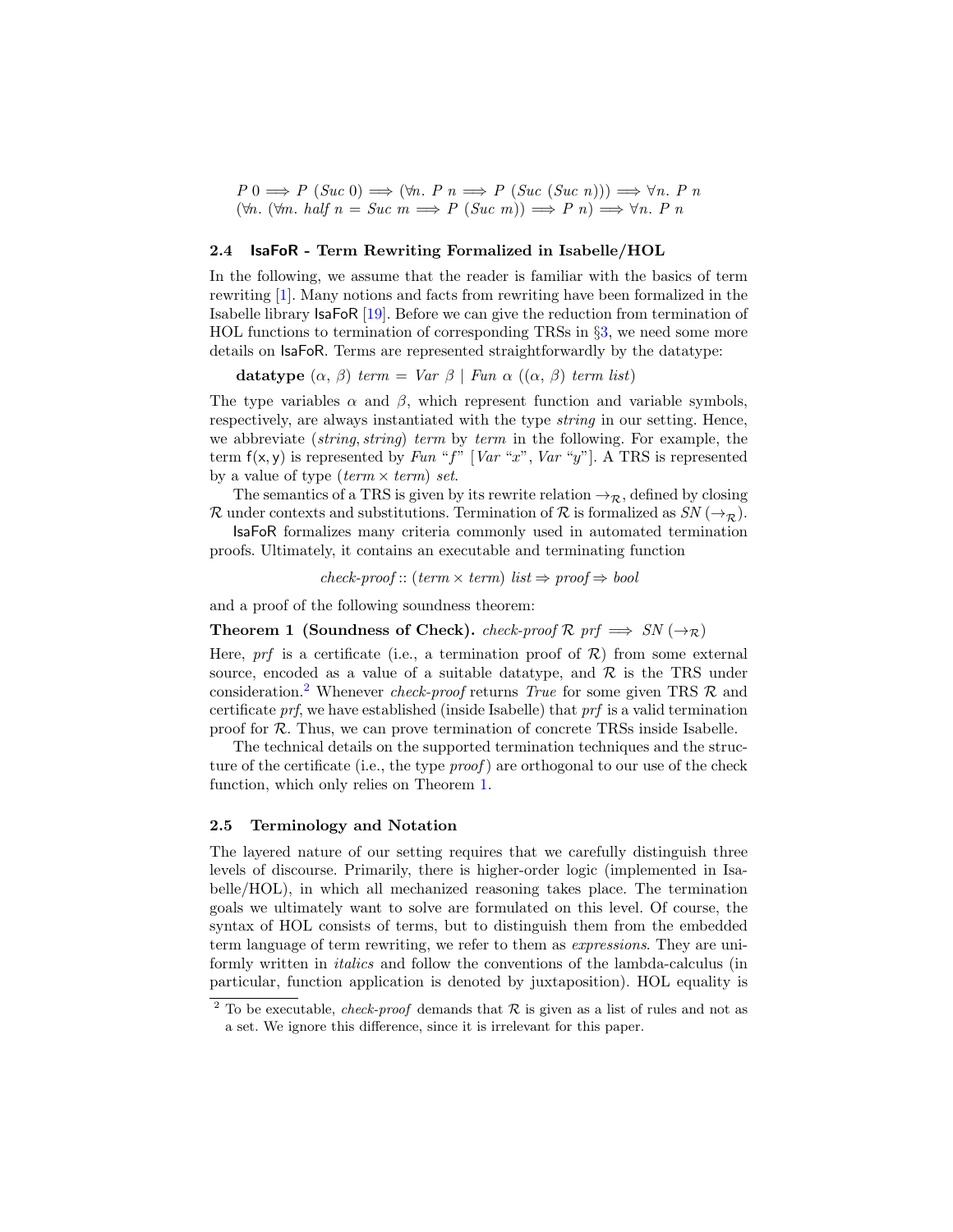$$P\ 0 \Longrightarrow P\ (Suc\ 0) \Longrightarrow (\forall n.\ P\ n \Longrightarrow P\ (Suc\ (Suc\ n))) \Longrightarrow \forall n.\ P\ n$$
$$(\forall n.\ (\forall m.\ half\ n = Suc\ m \Longrightarrow P\ (Suc\ m)) \Longrightarrow P\ n) \Longrightarrow \forall n.\ P\ n$$

### 2.4 IsaFoR - Term Rewriting Formalized in Isabelle/HOL

In the following, we assume that the reader is familiar with the basics of term rewriting [1]. Many notions and facts from rewriting have been formalized in the Isabelle library IsaFoR [19]. Before we can give the reduction from termination of HOL functions to termination of corresponding TRSs in §3, we need some more details on IsaFoR. Terms are represented straightforwardly by the datatype:

**datatype** $(\alpha, \beta)\ term = Var\ \beta \mid Fun\ \alpha\ ((\alpha, \beta)\ term\ list)$

The type variables $\alpha$ and $\beta$, which represent function and variable symbols, respectively, are always instantiated with the type *string* in our setting. Hence, we abbreviate $(string, string)\ term$ by *term* in the following. For example, the term $\mathsf{f}(\mathsf{x}, \mathsf{y})$ is represented by *Fun* "*f*" [*Var* "*x*", *Var* "*y*"]. A TRS is represented by a value of type $(term \times term)\ set$.

The semantics of a TRS is given by its rewrite relation $\rightarrow_{\mathcal{R}}$, defined by closing $\mathcal{R}$ under contexts and substitutions. Termination of $\mathcal{R}$ is formalized as $SN\ (\rightarrow_{\mathcal{R}})$.

IsaFoR formalizes many criteria commonly used in automated termination proofs. Ultimately, it contains an executable and terminating function

$$check\text{-}proof :: (term \times term)\ list \Rightarrow proof \Rightarrow bool$$

and a proof of the following soundness theorem:

**Theorem 1 (Soundness of Check).** $check\text{-}proof\ \mathcal{R}\ prf \Longrightarrow SN\ (\rightarrow_{\mathcal{R}})$

Here, *prf* is a certificate (i.e., a termination proof of $\mathcal{R}$) from some external source, encoded as a value of a suitable datatype, and $\mathcal{R}$ is the TRS under consideration.[2] Whenever *check-proof* returns *True* for some given TRS $\mathcal{R}$ and certificate *prf*, we have established (inside Isabelle) that *prf* is a valid termination proof for $\mathcal{R}$. Thus, we can prove termination of concrete TRSs inside Isabelle.

The technical details on the supported termination techniques and the structure of the certificate (i.e., the type *proof*) are orthogonal to our use of the check function, which only relies on Theorem 1.

### 2.5 Terminology and Notation

The layered nature of our setting requires that we carefully distinguish three levels of discourse. Primarily, there is higher-order logic (implemented in Isabelle/HOL), in which all mechanized reasoning takes place. The termination goals we ultimately want to solve are formulated on this level. Of course, the syntax of HOL consists of terms, but to distinguish them from the embedded term language of term rewriting, we refer to them as *expressions*. They are uniformly written in *italics* and follow the conventions of the lambda-calculus (in particular, function application is denoted by juxtaposition). HOL equality is

[2] To be executable, *check-proof* demands that $\mathcal{R}$ is given as a list of rules and not as a set. We ignore this difference, since it is irrelevant for this paper.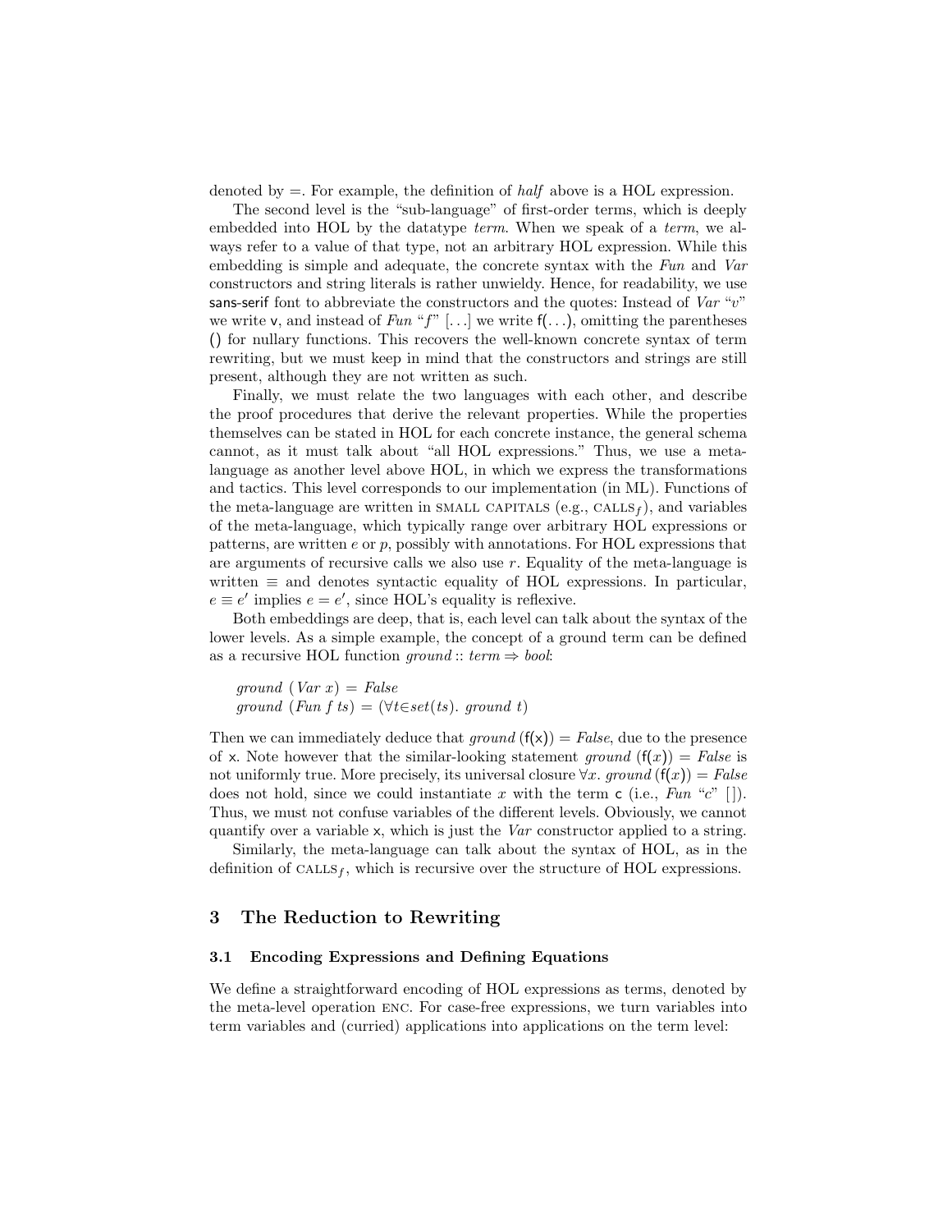denoted by =. For example, the definition of *half* above is a HOL expression.

The second level is the "sub-language" of first-order terms, which is deeply embedded into HOL by the datatype *term*. When we speak of a *term*, we always refer to a value of that type, not an arbitrary HOL expression. While this embedding is simple and adequate, the concrete syntax with the *Fun* and *Var* constructors and string literals is rather unwieldy. Hence, for readability, we use sans-serif font to abbreviate the constructors and the quotes: Instead of *Var* "*v*" we write $\mathsf{v}$, and instead of *Fun* "*f*" [...] we write $\mathsf{f}(\ldots)$, omitting the parentheses () for nullary functions. This recovers the well-known concrete syntax of term rewriting, but we must keep in mind that the constructors and strings are still present, although they are not written as such.

Finally, we must relate the two languages with each other, and describe the proof procedures that derive the relevant properties. While the properties themselves can be stated in HOL for each concrete instance, the general schema cannot, as it must talk about "all HOL expressions." Thus, we use a meta-language as another level above HOL, in which we express the transformations and tactics. This level corresponds to our implementation (in ML). Functions of the meta-language are written in SMALL CAPITALS (e.g., $\textsc{calls}_f$), and variables of the meta-language, which typically range over arbitrary HOL expressions or patterns, are written $e$ or $p$, possibly with annotations. For HOL expressions that are arguments of recursive calls we also use $r$. Equality of the meta-language is written $\equiv$ and denotes syntactic equality of HOL expressions. In particular, $e \equiv e'$ implies $e = e'$, since HOL's equality is reflexive.

Both embeddings are deep, that is, each level can talk about the syntax of the lower levels. As a simple example, the concept of a ground term can be defined as a recursive HOL function $\mathit{ground} :: \mathit{term} \Rightarrow \mathit{bool}$:

$$\mathit{ground}\ (\mathit{Var}\ x) = \mathit{False}$$
$$\mathit{ground}\ (\mathit{Fun}\ f\ ts) = (\forall t{\in}\mathit{set}(ts).\ \mathit{ground}\ t)$$

Then we can immediately deduce that $\mathit{ground}\ (\mathsf{f}(\mathsf{x})) = \mathit{False}$, due to the presence of $\mathsf{x}$. Note however that the similar-looking statement $\mathit{ground}\ (\mathsf{f}(x)) = \mathit{False}$ is not uniformly true. More precisely, its universal closure $\forall x.\ \mathit{ground}\ (\mathsf{f}(x)) = \mathit{False}$ does not hold, since we could instantiate $x$ with the term $\mathsf{c}$ (i.e., *Fun* "*c*" [ ]). Thus, we must not confuse variables of the different levels. Obviously, we cannot quantify over a variable $\mathsf{x}$, which is just the *Var* constructor applied to a string.

Similarly, the meta-language can talk about the syntax of HOL, as in the definition of $\textsc{calls}_f$, which is recursive over the structure of HOL expressions.

## 3 The Reduction to Rewriting

### 3.1 Encoding Expressions and Defining Equations

We define a straightforward encoding of HOL expressions as terms, denoted by the meta-level operation ENC. For case-free expressions, we turn variables into term variables and (curried) applications into applications on the term level: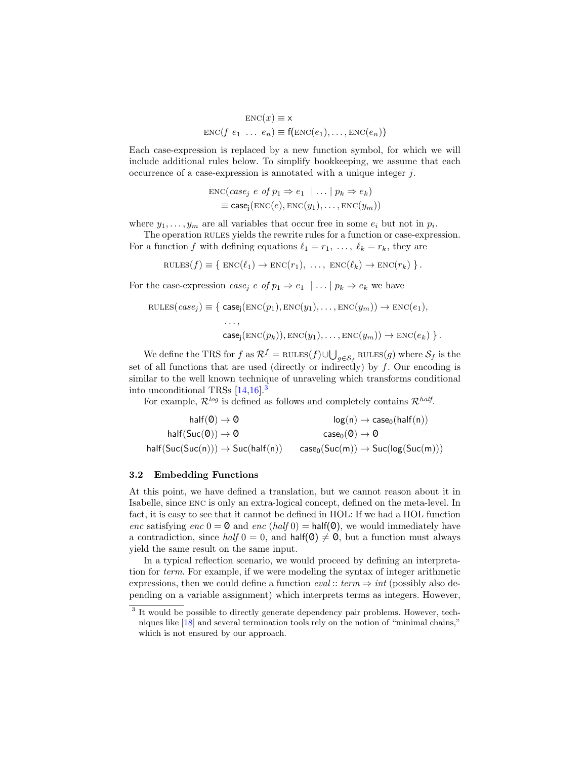$$\text{ENC}(x) \equiv \mathsf{x}$$
$$\text{ENC}(f\ e_1\ \dots\ e_n) \equiv \mathsf{f}(\text{ENC}(e_1), \dots, \text{ENC}(e_n))$$

Each case-expression is replaced by a new function symbol, for which we will include additional rules below. To simplify bookkeeping, we assume that each occurrence of a case-expression is annotated with a unique integer $j$.

$$\text{ENC}(\mathit{case}_j\ e\ \mathit{of}\ p_1 \Rightarrow e_1\ \mid \dots \mid p_k \Rightarrow e_k)$$
$$\equiv \mathsf{case_j}(\text{ENC}(e), \text{ENC}(y_1), \dots, \text{ENC}(y_m))$$

where $y_1, \dots, y_m$ are all variables that occur free in some $e_i$ but not in $p_i$.

The operation RULES yields the rewrite rules for a function or case-expression. For a function $f$ with defining equations $\ell_1 = r_1,\ \dots,\ \ell_k = r_k$, they are

$$\text{RULES}(f) \equiv \{\ \text{ENC}(\ell_1) \to \text{ENC}(r_1),\ \dots,\ \text{ENC}(\ell_k) \to \text{ENC}(r_k)\ \}.$$

For the case-expression $\mathit{case}_j\ e\ \mathit{of}\ p_1 \Rightarrow e_1\ \mid \dots \mid p_k \Rightarrow e_k$ we have

$$\begin{aligned}\text{RULES}(\mathit{case}_j) \equiv \{\ & \mathsf{case_j}(\text{ENC}(p_1), \text{ENC}(y_1), \dots, \text{ENC}(y_m)) \to \text{ENC}(e_1), \\ & \dots, \\ & \mathsf{case_j}(\text{ENC}(p_k)), \text{ENC}(y_1), \dots, \text{ENC}(y_m)) \to \text{ENC}(e_k)\ \}.\end{aligned}$$

We define the TRS for $f$ as $\mathcal{R}^f = \text{RULES}(f) \cup \bigcup_{g \in \mathcal{S}_f} \text{RULES}(g)$ where $\mathcal{S}_f$ is the set of all functions that are used (directly or indirectly) by $f$. Our encoding is similar to the well known technique of unraveling which transforms conditional into unconditional TRSs [14,16].[3]

For example, $\mathcal{R}^{log}$ is defined as follows and completely contains $\mathcal{R}^{half}$.

$$\begin{aligned}
\mathsf{half}(\mathsf{0}) &\to \mathsf{0} & \mathsf{log}(\mathsf{n}) &\to \mathsf{case_0}(\mathsf{half}(\mathsf{n})) \\
\mathsf{half}(\mathsf{Suc}(\mathsf{0})) &\to \mathsf{0} & \mathsf{case_0}(\mathsf{0}) &\to \mathsf{0} \\
\mathsf{half}(\mathsf{Suc}(\mathsf{Suc}(\mathsf{n}))) &\to \mathsf{Suc}(\mathsf{half}(\mathsf{n})) & \mathsf{case_0}(\mathsf{Suc}(\mathsf{m})) &\to \mathsf{Suc}(\mathsf{log}(\mathsf{Suc}(\mathsf{m})))
\end{aligned}$$

### 3.2 Embedding Functions

At this point, we have defined a translation, but we cannot reason about it in Isabelle, since ENC is only an extra-logical concept, defined on the meta-level. In fact, it is easy to see that it cannot be defined in HOL: If we had a HOL function *enc* satisfying $\mathit{enc}\ 0 = \mathsf{0}$ and $\mathit{enc}\ (\mathit{half}\ 0) = \mathsf{half}(\mathsf{0})$, we would immediately have a contradiction, since $\mathit{half}\ 0 = 0$, and $\mathsf{half}(\mathsf{0}) \neq \mathsf{0}$, but a function must always yield the same result on the same input.

In a typical reflection scenario, we would proceed by defining an interpretation for *term*. For example, if we were modeling the syntax of integer arithmetic expressions, then we could define a function $\mathit{eval} :: \mathit{term} \Rightarrow \mathit{int}$ (possibly also depending on a variable assignment) which interprets terms as integers. However,

[3] It would be possible to directly generate dependency pair problems. However, techniques like [18] and several termination tools rely on the notion of "minimal chains," which is not ensured by our approach.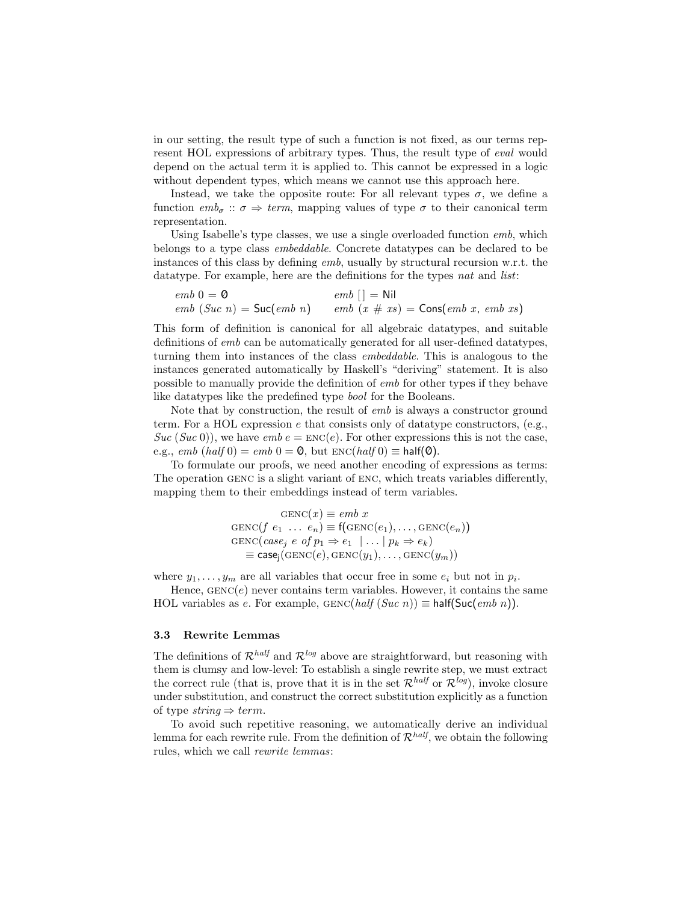in our setting, the result type of such a function is not fixed, as our terms represent HOL expressions of arbitrary types. Thus, the result type of *eval* would depend on the actual term it is applied to. This cannot be expressed in a logic without dependent types, which means we cannot use this approach here.

Instead, we take the opposite route: For all relevant types $\sigma$, we define a function $emb_\sigma :: \sigma \Rightarrow term$, mapping values of type $\sigma$ to their canonical term representation.

Using Isabelle's type classes, we use a single overloaded function *emb*, which belongs to a type class *embeddable*. Concrete datatypes can be declared to be instances of this class by defining *emb*, usually by structural recursion w.r.t. the datatype. For example, here are the definitions for the types *nat* and *list*:

$$\begin{array}{ll} emb\ 0 = \mathsf{0} & emb\ [\,] = \mathsf{Nil} \\ emb\ (Suc\ n) = \mathsf{Suc}(emb\ n) & emb\ (x \# xs) = \mathsf{Cons}(emb\ x,\ emb\ xs) \end{array}$$

This form of definition is canonical for all algebraic datatypes, and suitable definitions of *emb* can be automatically generated for all user-defined datatypes, turning them into instances of the class *embeddable*. This is analogous to the instances generated automatically by Haskell's "deriving" statement. It is also possible to manually provide the definition of *emb* for other types if they behave like datatypes like the predefined type *bool* for the Booleans.

Note that by construction, the result of *emb* is always a constructor ground term. For a HOL expression $e$ that consists only of datatype constructors, (e.g., $Suc\ (Suc\ 0)$), we have $emb\ e = \textsc{enc}(e)$. For other expressions this is not the case, e.g., $emb\ (half\ 0) = emb\ 0 = \mathsf{0}$, but $\textsc{enc}(half\ 0) \equiv \mathsf{half}(\mathsf{0})$.

To formulate our proofs, we need another encoding of expressions as terms: The operation GENC is a slight variant of ENC, which treats variables differently, mapping them to their embeddings instead of term variables.

$$\begin{aligned} \textsc{genc}(x) &\equiv emb\ x \\ \textsc{genc}(f\ e_1\ \dots\ e_n) &\equiv \mathsf{f}(\textsc{genc}(e_1), \dots, \textsc{genc}(e_n)) \\ \textsc{genc}(case_j\ e\ of\ p_1 \Rightarrow e_1\ \mid \dots \mid p_k \Rightarrow e_k) & \\ \equiv \mathsf{case_j}(\textsc{genc}(e), \textsc{genc}(y_1), \dots, \textsc{genc}(y_m)) & \end{aligned}$$

where $y_1, \dots, y_m$ are all variables that occur free in some $e_i$ but not in $p_i$.

Hence, $\textsc{genc}(e)$ never contains term variables. However, it contains the same HOL variables as $e$. For example, $\textsc{genc}(half\ (Suc\ n)) \equiv \mathsf{half}(\mathsf{Suc}(emb\ n))$.

### 3.3 Rewrite Lemmas

The definitions of $\mathcal{R}^{half}$ and $\mathcal{R}^{log}$ above are straightforward, but reasoning with them is clumsy and low-level: To establish a single rewrite step, we must extract the correct rule (that is, prove that it is in the set $\mathcal{R}^{half}$ or $\mathcal{R}^{log}$), invoke closure under substitution, and construct the correct substitution explicitly as a function of type $string \Rightarrow term$.

To avoid such repetitive reasoning, we automatically derive an individual lemma for each rewrite rule. From the definition of $\mathcal{R}^{half}$, we obtain the following rules, which we call *rewrite lemmas*: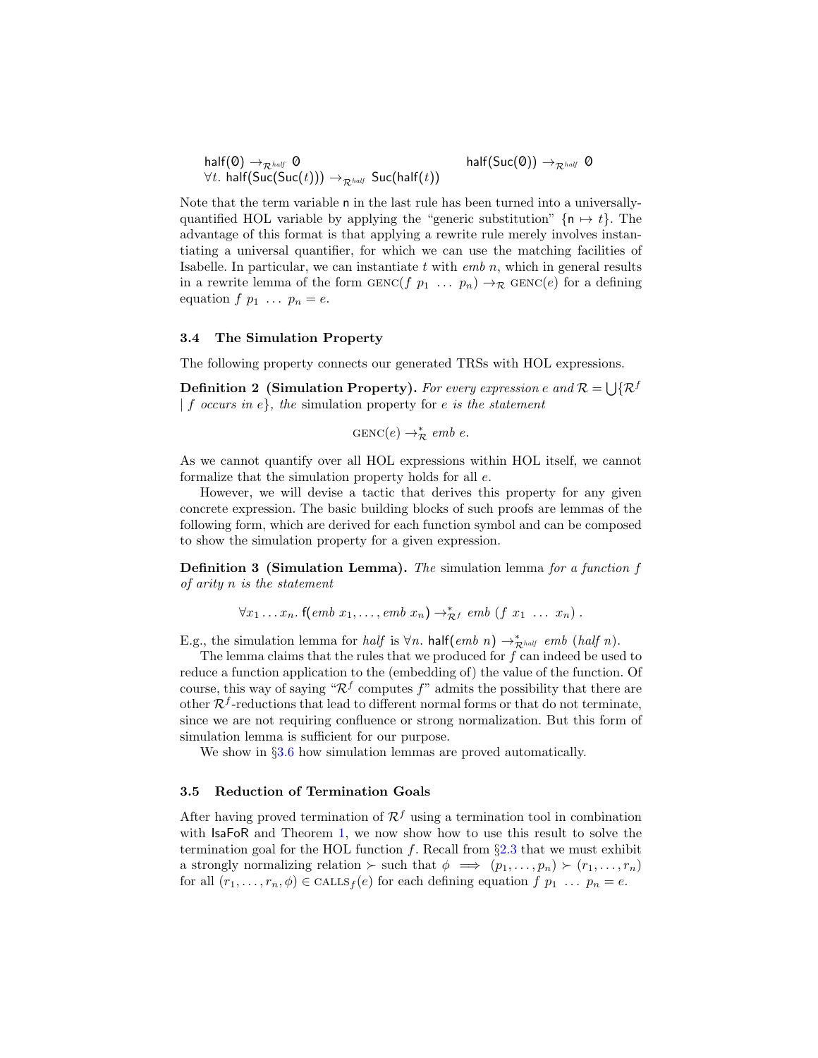$\mathsf{half(0)} \rightarrow_{\mathcal{R}^{half}} \mathsf{0}$ $\qquad\qquad$ $\mathsf{half(Suc(0))} \rightarrow_{\mathcal{R}^{half}} \mathsf{0}$

$\forall t.\ \mathsf{half(Suc(Suc(}t\mathsf{)))} \rightarrow_{\mathcal{R}^{half}} \mathsf{Suc(half(}t\mathsf{))}$

Note that the term variable $\mathsf{n}$ in the last rule has been turned into a universally-quantified HOL variable by applying the "generic substitution" $\{\mathsf{n} \mapsto t\}$. The advantage of this format is that applying a rewrite rule merely involves instantiating a universal quantifier, for which we can use the matching facilities of Isabelle. In particular, we can instantiate $t$ with *emb* $n$, which in general results in a rewrite lemma of the form $\textsc{genc}(f\ p_1\ \ldots\ p_n) \rightarrow_{\mathcal{R}} \textsc{genc}(e)$ for a defining equation $f\ p_1\ \ldots\ p_n = e$.

### 3.4 The Simulation Property

The following property connects our generated TRSs with HOL expressions.

**Definition 2 (Simulation Property).** *For every expression $e$ and $\mathcal{R} = \bigcup\{\mathcal{R}^f \mid f$ occurs in $e\}$, the* simulation property *for $e$ is the statement*

$$\textsc{genc}(e) \rightarrow^*_{\mathcal{R}} emb\ e.$$

As we cannot quantify over all HOL expressions within HOL itself, we cannot formalize that the simulation property holds for all $e$.

However, we will devise a tactic that derives this property for any given concrete expression. The basic building blocks of such proofs are lemmas of the following form, which are derived for each function symbol and can be composed to show the simulation property for a given expression.

**Definition 3 (Simulation Lemma).** *The* simulation lemma *for a function $f$ of arity $n$ is the statement*

$$\forall x_1 \ldots x_n.\ \mathsf{f}(emb\ x_1, \ldots, emb\ x_n) \rightarrow^*_{\mathcal{R}^f} emb\ (f\ x_1\ \ldots\ x_n)\ .$$

E.g., the simulation lemma for *half* is $\forall n.\ \mathsf{half}(emb\ n) \rightarrow^*_{\mathcal{R}^{half}} emb\ (half\ n)$.

The lemma claims that the rules that we produced for $f$ can indeed be used to reduce a function application to the (embedding of) the value of the function. Of course, this way of saying "$\mathcal{R}^f$ computes $f$" admits the possibility that there are other $\mathcal{R}^f$-reductions that lead to different normal forms or that do not terminate, since we are not requiring confluence or strong normalization. But this form of simulation lemma is sufficient for our purpose.

We show in §3.6 how simulation lemmas are proved automatically.

### 3.5 Reduction of Termination Goals

After having proved termination of $\mathcal{R}^f$ using a termination tool in combination with IsaFoR and Theorem 1, we now show how to use this result to solve the termination goal for the HOL function $f$. Recall from §2.3 that we must exhibit a strongly normalizing relation $\succ$ such that $\phi \implies (p_1, \ldots, p_n) \succ (r_1, \ldots, r_n)$ for all $(r_1, \ldots, r_n, \phi) \in \textsc{calls}_f(e)$ for each defining equation $f\ p_1\ \ldots\ p_n = e$.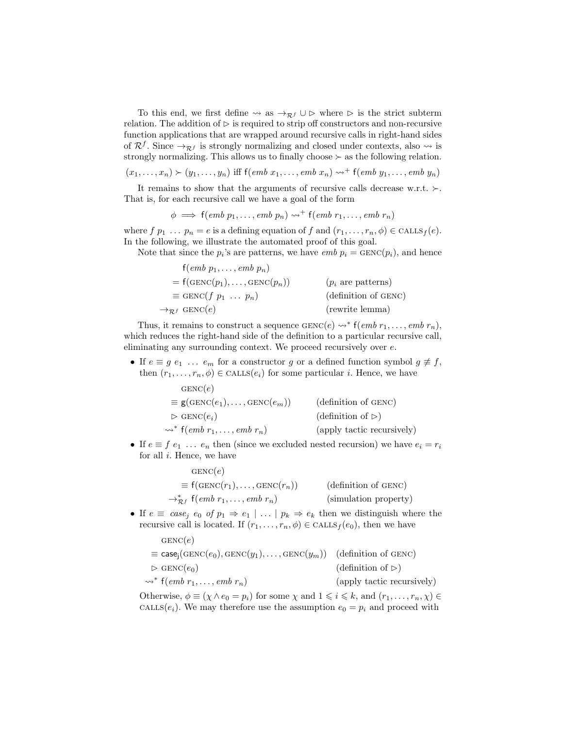To this end, we first define $\rightsquigarrow$ as $\rightarrow_{\mathcal{R}^f} \cup \rhd$ where $\rhd$ is the strict subterm relation. The addition of $\rhd$ is required to strip off constructors and non-recursive function applications that are wrapped around recursive calls in right-hand sides of $\mathcal{R}^f$. Since $\rightarrow_{\mathcal{R}^f}$ is strongly normalizing and closed under contexts, also $\rightsquigarrow$ is strongly normalizing. This allows us to finally choose $\succ$ as the following relation.

$$(x_1, \ldots, x_n) \succ (y_1, \ldots, y_n) \text{ iff } \mathsf{f}(emb\ x_1, \ldots, emb\ x_n) \rightsquigarrow^+ \mathsf{f}(emb\ y_1, \ldots, emb\ y_n)$$

It remains to show that the arguments of recursive calls decrease w.r.t. $\succ$. That is, for each recursive call we have a goal of the form

$$\phi \implies \mathsf{f}(emb\ p_1, \ldots, emb\ p_n) \rightsquigarrow^+ \mathsf{f}(emb\ r_1, \ldots, emb\ r_n)$$

where $f\ p_1\ \ldots\ p_n = e$ is a defining equation of $f$ and $(r_1, \ldots, r_n, \phi) \in \text{CALLS}_f(e)$. In the following, we illustrate the automated proof of this goal.

Note that since the $p_i$'s are patterns, we have $emb\ p_i = \text{GENC}(p_i)$, and hence

$$\begin{array}{lll}
& \mathsf{f}(emb\ p_1, \ldots, emb\ p_n) & \\
& = \mathsf{f}(\text{GENC}(p_1), \ldots, \text{GENC}(p_n)) & (p_i \text{ are patterns}) \\
& \equiv \text{GENC}(f\ p_1\ \ldots\ p_n) & (\text{definition of GENC}) \\
\rightarrow_{\mathcal{R}^f} & \text{GENC}(e) & (\text{rewrite lemma})
\end{array}$$

Thus, it remains to construct a sequence $\text{GENC}(e) \rightsquigarrow^* \mathsf{f}(emb\ r_1, \ldots, emb\ r_n)$, which reduces the right-hand side of the definition to a particular recursive call, eliminating any surrounding context. We proceed recursively over $e$.

- If $e \equiv g\ e_1\ \ldots\ e_m$ for a constructor $g$ or a defined function symbol $g \not\equiv f$, then $(r_1, \ldots, r_n, \phi) \in \text{CALLS}(e_i)$ for some particular $i$. Hence, we have

$$\begin{array}{lll}
& \text{GENC}(e) & \\
& \equiv \mathsf{g}(\text{GENC}(e_1), \ldots, \text{GENC}(e_m)) & (\text{definition of GENC}) \\
& \rhd\ \text{GENC}(e_i) & (\text{definition of } \rhd) \\
\rightsquigarrow^* & \mathsf{f}(emb\ r_1, \ldots, emb\ r_n) & (\text{apply tactic recursively})
\end{array}$$

- If $e \equiv f\ e_1\ \ldots\ e_n$ then (since we excluded nested recursion) we have $e_i = r_i$ for all $i$. Hence, we have

$$\begin{array}{lll}
& \text{GENC}(e) & \\
& \equiv \mathsf{f}(\text{GENC}(r_1), \ldots, \text{GENC}(r_n)) & (\text{definition of GENC}) \\
\rightarrow^*_{\mathcal{R}^f} & \mathsf{f}(emb\ r_1, \ldots, emb\ r_n) & (\text{simulation property})
\end{array}$$

- If $e \equiv\ case_j\ e_0\ of\ p_1 \Rightarrow e_1 \mid \ldots \mid p_k \Rightarrow e_k$ then we distinguish where the recursive call is located. If $(r_1, \ldots, r_n, \phi) \in \text{CALLS}_f(e_0)$, then we have

$$\begin{array}{lll}
& \text{GENC}(e) & \\
& \equiv \mathsf{case_j}(\text{GENC}(e_0), \text{GENC}(y_1), \ldots, \text{GENC}(y_m)) & (\text{definition of GENC}) \\
& \rhd\ \text{GENC}(e_0) & (\text{definition of } \rhd) \\
\rightsquigarrow^* & \mathsf{f}(emb\ r_1, \ldots, emb\ r_n) & (\text{apply tactic recursively})
\end{array}$$

  Otherwise, $\phi \equiv (\chi \wedge e_0 = p_i)$ for some $\chi$ and $1 \leqslant i \leqslant k$, and $(r_1, \ldots, r_n, \chi) \in \text{CALLS}(e_i)$. We may therefore use the assumption $e_0 = p_i$ and proceed with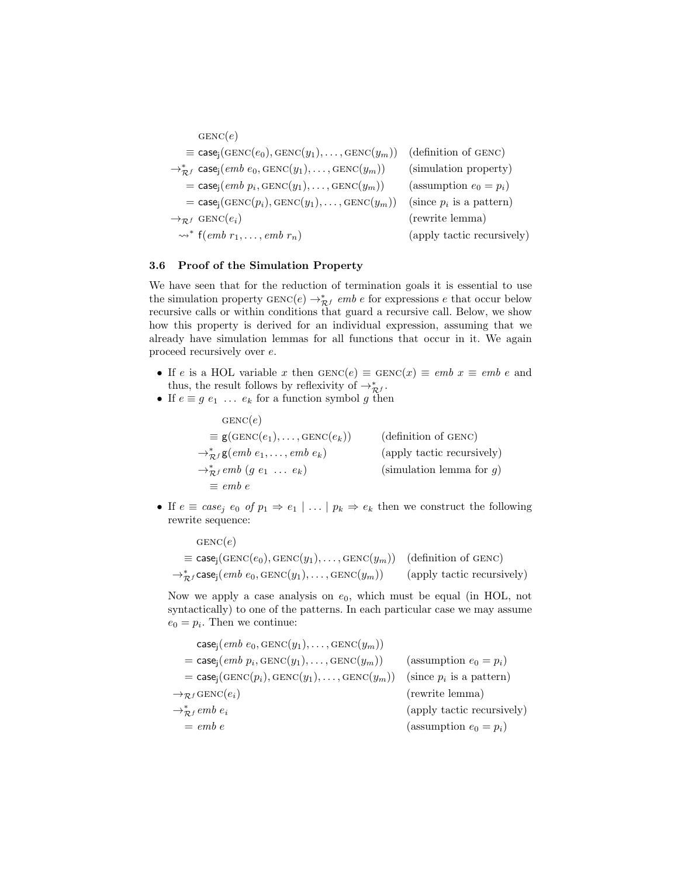$$
\begin{array}{lll}
& \textsc{genc}(e) & \\
\equiv & \mathsf{case_j}(\textsc{genc}(e_0), \textsc{genc}(y_1), \ldots, \textsc{genc}(y_m)) & \text{(definition of } \textsc{genc}\text{)} \\
\to^*_{\mathcal{R}^f} & \mathsf{case_j}(\mathit{emb}\ e_0, \textsc{genc}(y_1), \ldots, \textsc{genc}(y_m)) & \text{(simulation property)} \\
= & \mathsf{case_j}(\mathit{emb}\ p_i, \textsc{genc}(y_1), \ldots, \textsc{genc}(y_m)) & \text{(assumption } e_0 = p_i\text{)} \\
= & \mathsf{case_j}(\textsc{genc}(p_i), \textsc{genc}(y_1), \ldots, \textsc{genc}(y_m)) & \text{(since } p_i \text{ is a pattern)} \\
\to_{\mathcal{R}^f} & \textsc{genc}(e_i) & \text{(rewrite lemma)} \\
\rightsquigarrow^* & \mathsf{f}(\mathit{emb}\ r_1, \ldots, \mathit{emb}\ r_n) & \text{(apply tactic recursively)}
\end{array}
$$

### 3.6 Proof of the Simulation Property

We have seen that for the reduction of termination goals it is essential to use the simulation property $\textsc{genc}(e) \to^*_{\mathcal{R}^f} \mathit{emb}\ e$ for expressions $e$ that occur below recursive calls or within conditions that guard a recursive call. Below, we show how this property is derived for an individual expression, assuming that we already have simulation lemmas for all functions that occur in it. We again proceed recursively over $e$.

- If $e$ is a HOL variable $x$ then $\textsc{genc}(e) \equiv \textsc{genc}(x) \equiv \mathit{emb}\ x \equiv \mathit{emb}\ e$ and thus, the result follows by reflexivity of $\to^*_{\mathcal{R}^f}$.
- If $e \equiv g\ e_1\ \ldots\ e_k$ for a function symbol $g$ then

$$
\begin{array}{lll}
& \textsc{genc}(e) & \\
\equiv & \mathsf{g}(\textsc{genc}(e_1), \ldots, \textsc{genc}(e_k)) & \text{(definition of } \textsc{genc}\text{)} \\
\to^*_{\mathcal{R}^f} & \mathsf{g}(\mathit{emb}\ e_1, \ldots, \mathit{emb}\ e_k) & \text{(apply tactic recursively)} \\
\to^*_{\mathcal{R}^f} & \mathit{emb}\ (g\ e_1\ \ldots\ e_k) & \text{(simulation lemma for } g\text{)} \\
\equiv & \mathit{emb}\ e &
\end{array}
$$

- If $e \equiv \mathit{case}_j\ e_0\ \mathit{of}\ p_1 \Rightarrow e_1 \mid \ldots \mid p_k \Rightarrow e_k$ then we construct the following rewrite sequence:

$$
\begin{array}{lll}
& \textsc{genc}(e) & \\
\equiv & \mathsf{case_j}(\textsc{genc}(e_0), \textsc{genc}(y_1), \ldots, \textsc{genc}(y_m)) & \text{(definition of } \textsc{genc}\text{)} \\
\to^*_{\mathcal{R}^f} & \mathsf{case_j}(\mathit{emb}\ e_0, \textsc{genc}(y_1), \ldots, \textsc{genc}(y_m)) & \text{(apply tactic recursively)}
\end{array}
$$

  Now we apply a case analysis on $e_0$, which must be equal (in HOL, not syntactically) to one of the patterns. In each particular case we may assume $e_0 = p_i$. Then we continue:

$$
\begin{array}{lll}
& \mathsf{case_j}(\mathit{emb}\ e_0, \textsc{genc}(y_1), \ldots, \textsc{genc}(y_m)) & \\
= & \mathsf{case_j}(\mathit{emb}\ p_i, \textsc{genc}(y_1), \ldots, \textsc{genc}(y_m)) & \text{(assumption } e_0 = p_i\text{)} \\
= & \mathsf{case_j}(\textsc{genc}(p_i), \textsc{genc}(y_1), \ldots, \textsc{genc}(y_m)) & \text{(since } p_i \text{ is a pattern)} \\
\to_{\mathcal{R}^f} & \textsc{genc}(e_i) & \text{(rewrite lemma)} \\
\to^*_{\mathcal{R}^f} & \mathit{emb}\ e_i & \text{(apply tactic recursively)} \\
= & \mathit{emb}\ e & \text{(assumption } e_0 = p_i\text{)}
\end{array}
$$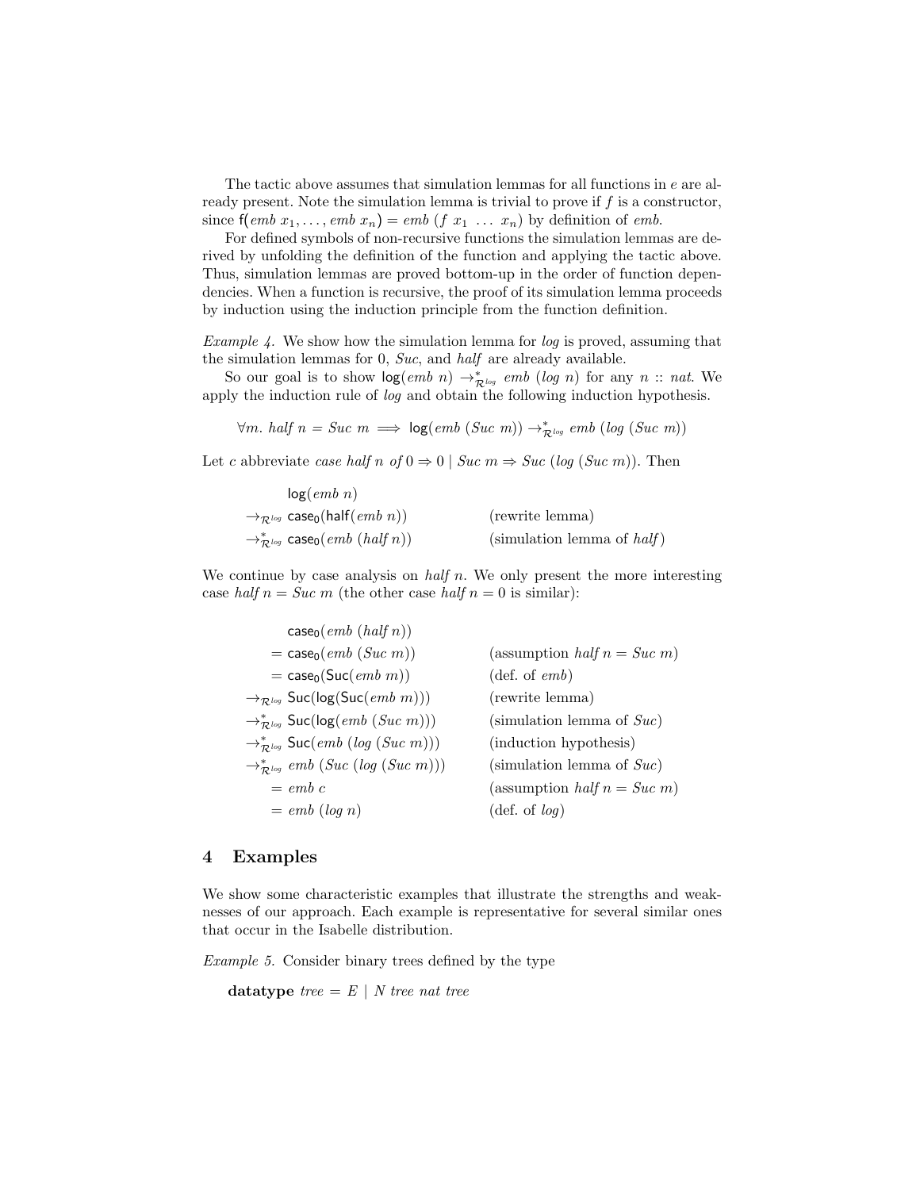The tactic above assumes that simulation lemmas for all functions in $e$ are already present. Note the simulation lemma is trivial to prove if $f$ is a constructor, since $\mathsf{f}(emb\ x_1, \ldots, emb\ x_n) = emb\ (f\ x_1\ \ldots\ x_n)$ by definition of $emb$.

For defined symbols of non-recursive functions the simulation lemmas are derived by unfolding the definition of the function and applying the tactic above. Thus, simulation lemmas are proved bottom-up in the order of function dependencies. When a function is recursive, the proof of its simulation lemma proceeds by induction using the induction principle from the function definition.

*Example 4.* We show how the simulation lemma for $log$ is proved, assuming that the simulation lemmas for 0, $Suc$, and $half$ are already available.

So our goal is to show $\mathsf{log}(emb\ n) \to^*_{\mathcal{R}^{log}} emb\ (log\ n)$ for any $n :: nat$. We apply the induction rule of $log$ and obtain the following induction hypothesis.

$$\forall m.\ half\ n = Suc\ m \implies \mathsf{log}(emb\ (Suc\ m)) \to^*_{\mathcal{R}^{log}} emb\ (log\ (Suc\ m))$$

Let $c$ abbreviate $case\ half\ n\ of\ 0 \Rightarrow 0 \mid Suc\ m \Rightarrow Suc\ (log\ (Suc\ m))$. Then

$$
\begin{aligned}
& \mathsf{log}(emb\ n) & \\
\to_{\mathcal{R}^{log}}\ & \mathsf{case_0}(\mathsf{half}(emb\ n)) & \text{(rewrite lemma)} \\
\to^*_{\mathcal{R}^{log}}\ & \mathsf{case_0}(emb\ (half\ n)) & \text{(simulation lemma of } half\text{)}
\end{aligned}
$$

We continue by case analysis on $half\ n$. We only present the more interesting case $half\ n = Suc\ m$ (the other case $half\ n = 0$ is similar):

$$
\begin{aligned}
& \mathsf{case_0}(emb\ (half\ n)) & \\
=\ & \mathsf{case_0}(emb\ (Suc\ m)) & \text{(assumption } half\ n = Suc\ m\text{)} \\
=\ & \mathsf{case_0}(\mathsf{Suc}(emb\ m)) & \text{(def. of } emb\text{)} \\
\to_{\mathcal{R}^{log}}\ & \mathsf{Suc}(\mathsf{log}(\mathsf{Suc}(emb\ m))) & \text{(rewrite lemma)} \\
\to^*_{\mathcal{R}^{log}}\ & \mathsf{Suc}(\mathsf{log}(emb\ (Suc\ m))) & \text{(simulation lemma of } Suc\text{)} \\
\to^*_{\mathcal{R}^{log}}\ & \mathsf{Suc}(emb\ (log\ (Suc\ m))) & \text{(induction hypothesis)} \\
\to^*_{\mathcal{R}^{log}}\ & emb\ (Suc\ (log\ (Suc\ m))) & \text{(simulation lemma of } Suc\text{)} \\
=\ & emb\ c & \text{(assumption } half\ n = Suc\ m\text{)} \\
=\ & emb\ (log\ n) & \text{(def. of } log\text{)}
\end{aligned}
$$

## 4 Examples

We show some characteristic examples that illustrate the strengths and weaknesses of our approach. Each example is representative for several similar ones that occur in the Isabelle distribution.

*Example 5.* Consider binary trees defined by the type

**datatype** *tree* = *E* | *N tree nat tree*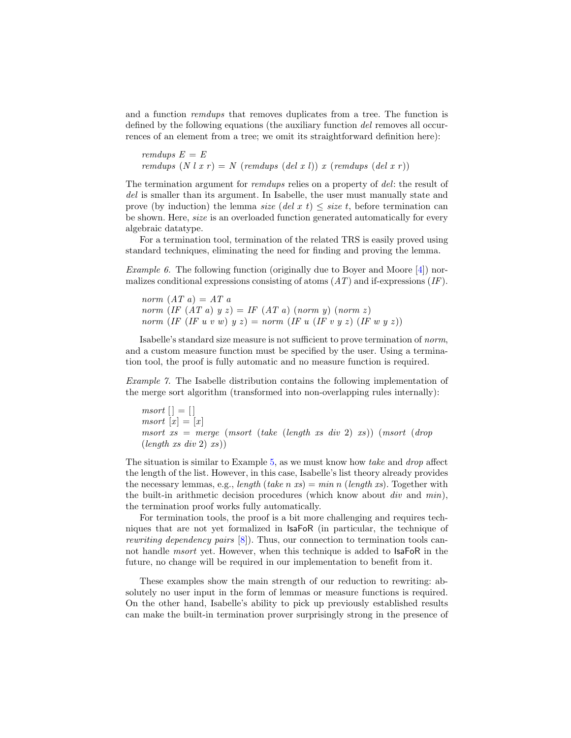and a function *remdups* that removes duplicates from a tree. The function is defined by the following equations (the auxiliary function *del* removes all occurrences of an element from a tree; we omit its straightforward definition here):

$$
\begin{aligned}
&\mathit{remdups}\ E = E\\
&\mathit{remdups}\ (N\ l\ x\ r) = N\ (\mathit{remdups}\ (\mathit{del}\ x\ l))\ x\ (\mathit{remdups}\ (\mathit{del}\ x\ r))
\end{aligned}
$$

The termination argument for *remdups* relies on a property of *del*: the result of *del* is smaller than its argument. In Isabelle, the user must manually state and prove (by induction) the lemma $\mathit{size}\ (\mathit{del}\ x\ t) \leq \mathit{size}\ t$, before termination can be shown. Here, *size* is an overloaded function generated automatically for every algebraic datatype.

For a termination tool, termination of the related TRS is easily proved using standard techniques, eliminating the need for finding and proving the lemma.

*Example 6.* The following function (originally due to Boyer and Moore [4]) normalizes conditional expressions consisting of atoms ($AT$) and if-expressions ($IF$).

$$
\begin{aligned}
&\mathit{norm}\ (AT\ a) = AT\ a\\
&\mathit{norm}\ (IF\ (AT\ a)\ y\ z) = IF\ (AT\ a)\ (\mathit{norm}\ y)\ (\mathit{norm}\ z)\\
&\mathit{norm}\ (IF\ (IF\ u\ v\ w)\ y\ z) = \mathit{norm}\ (IF\ u\ (IF\ v\ y\ z)\ (IF\ w\ y\ z))
\end{aligned}
$$

Isabelle's standard size measure is not sufficient to prove termination of *norm*, and a custom measure function must be specified by the user. Using a termination tool, the proof is fully automatic and no measure function is required.

*Example 7.* The Isabelle distribution contains the following implementation of the merge sort algorithm (transformed into non-overlapping rules internally):

$$
\begin{aligned}
&\mathit{msort}\ [\,] = [\,]\\
&\mathit{msort}\ [x] = [x]\\
&\mathit{msort}\ \mathit{xs} = \mathit{merge}\ (\mathit{msort}\ (\mathit{take}\ (\mathit{length}\ \mathit{xs}\ \mathit{div}\ 2)\ \mathit{xs}))\ (\mathit{msort}\ (\mathit{drop}\\
&\quad(\mathit{length}\ \mathit{xs}\ \mathit{div}\ 2)\ \mathit{xs}))
\end{aligned}
$$

The situation is similar to Example 5, as we must know how *take* and *drop* affect the length of the list. However, in this case, Isabelle's list theory already provides the necessary lemmas, e.g., $\mathit{length}\ (\mathit{take}\ n\ \mathit{xs}) = \mathit{min}\ n\ (\mathit{length}\ \mathit{xs})$. Together with the built-in arithmetic decision procedures (which know about *div* and *min*), the termination proof works fully automatically.

For termination tools, the proof is a bit more challenging and requires techniques that are not yet formalized in IsaFoR (in particular, the technique of *rewriting dependency pairs* [8]). Thus, our connection to termination tools cannot handle *msort* yet. However, when this technique is added to IsaFoR in the future, no change will be required in our implementation to benefit from it.

These examples show the main strength of our reduction to rewriting: absolutely no user input in the form of lemmas or measure functions is required. On the other hand, Isabelle's ability to pick up previously established results can make the built-in termination prover surprisingly strong in the presence of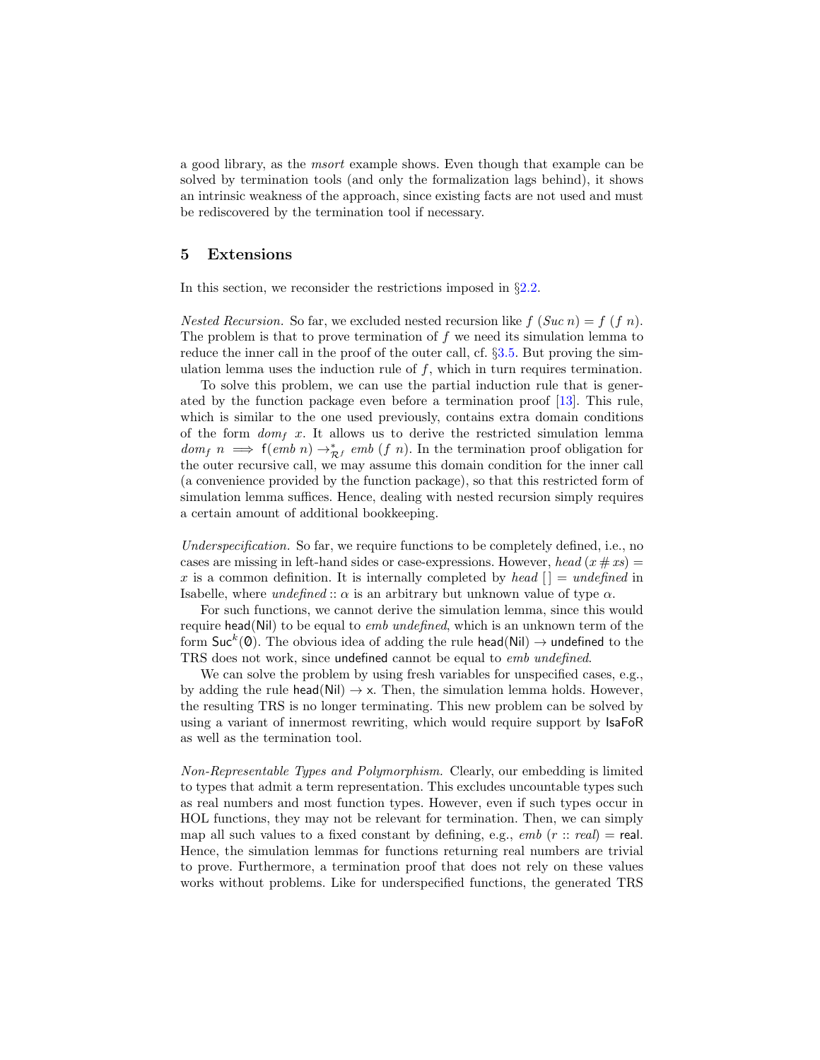a good library, as the *msort* example shows. Even though that example can be solved by termination tools (and only the formalization lags behind), it shows an intrinsic weakness of the approach, since existing facts are not used and must be rediscovered by the termination tool if necessary.

## 5 Extensions

In this section, we reconsider the restrictions imposed in §2.2.

*Nested Recursion.* So far, we excluded nested recursion like $f\ (Suc\ n) = f\ (f\ n)$. The problem is that to prove termination of $f$ we need its simulation lemma to reduce the inner call in the proof of the outer call, cf. §3.5. But proving the simulation lemma uses the induction rule of $f$, which in turn requires termination.

To solve this problem, we can use the partial induction rule that is generated by the function package even before a termination proof [13]. This rule, which is similar to the one used previously, contains extra domain conditions of the form $dom_f\ x$. It allows us to derive the restricted simulation lemma $dom_f\ n \implies \mathsf{f}(emb\ n) \to^*_{\mathcal{R}^f} emb\ (f\ n)$. In the termination proof obligation for the outer recursive call, we may assume this domain condition for the inner call (a convenience provided by the function package), so that this restricted form of simulation lemma suffices. Hence, dealing with nested recursion simply requires a certain amount of additional bookkeeping.

*Underspecification.* So far, we require functions to be completely defined, i.e., no cases are missing in left-hand sides or case-expressions. However, $head\ (x \# xs) = x$ is a common definition. It is internally completed by $head\ [] = undefined$ in Isabelle, where $undefined :: \alpha$ is an arbitrary but unknown value of type $\alpha$.

For such functions, we cannot derive the simulation lemma, since this would require $\mathsf{head}(\mathsf{Nil})$ to be equal to $emb\ undefined$, which is an unknown term of the form $\mathsf{Suc}^k(\mathsf{0})$. The obvious idea of adding the rule $\mathsf{head}(\mathsf{Nil}) \to \mathsf{undefined}$ to the TRS does not work, since $\mathsf{undefined}$ cannot be equal to $emb\ undefined$.

We can solve the problem by using fresh variables for unspecified cases, e.g., by adding the rule $\mathsf{head}(\mathsf{Nil}) \to \mathsf{x}$. Then, the simulation lemma holds. However, the resulting TRS is no longer terminating. This new problem can be solved by using a variant of innermost rewriting, which would require support by IsaFoR as well as the termination tool.

*Non-Representable Types and Polymorphism.* Clearly, our embedding is limited to types that admit a term representation. This excludes uncountable types such as real numbers and most function types. However, even if such types occur in HOL functions, they may not be relevant for termination. Then, we can simply map all such values to a fixed constant by defining, e.g., $emb\ (r :: real) = \mathsf{real}$. Hence, the simulation lemmas for functions returning real numbers are trivial to prove. Furthermore, a termination proof that does not rely on these values works without problems. Like for underspecified functions, the generated TRS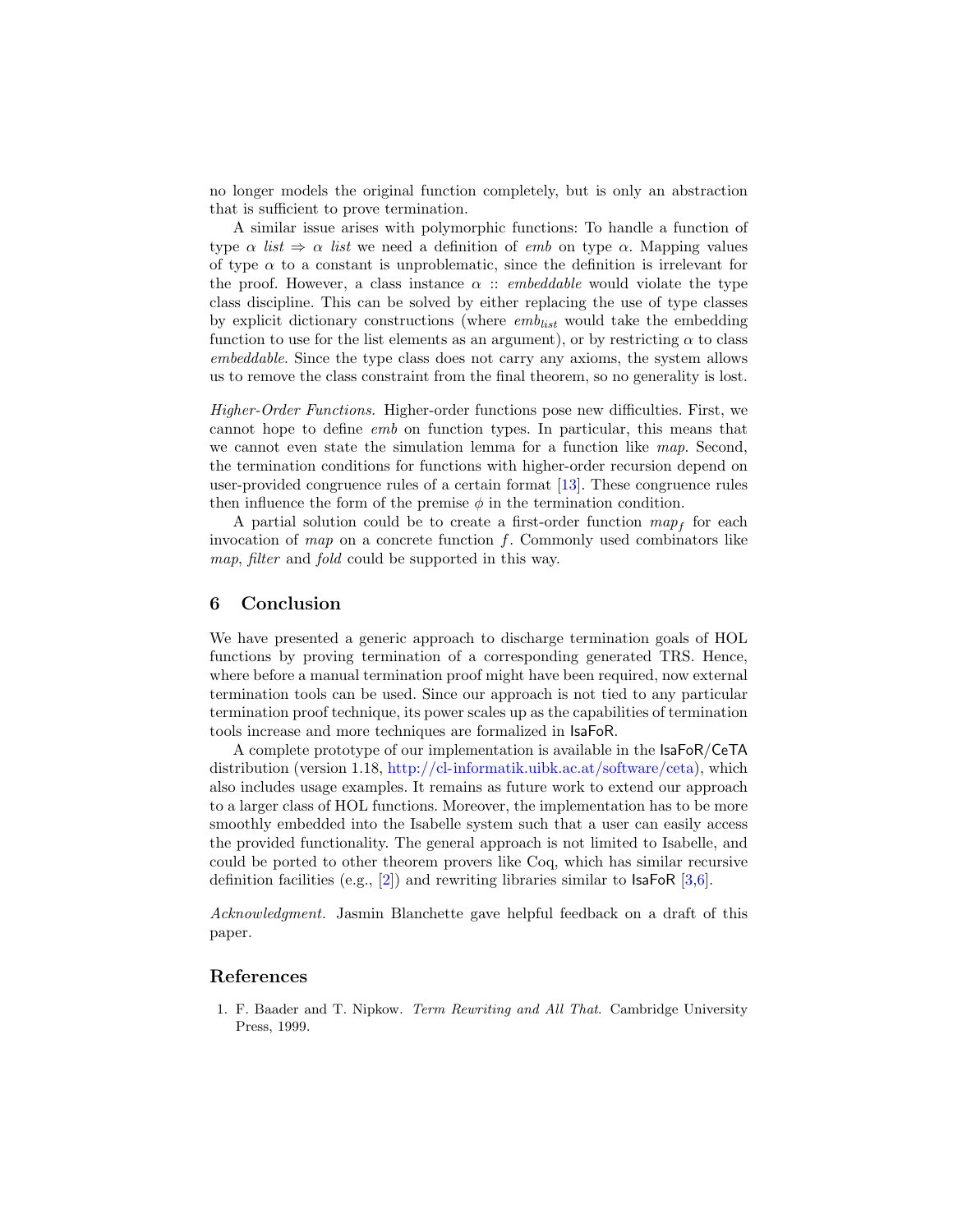no longer models the original function completely, but is only an abstraction that is sufficient to prove termination.

A similar issue arises with polymorphic functions: To handle a function of type $\alpha$ *list* $\Rightarrow$ $\alpha$ *list* we need a definition of *emb* on type $\alpha$. Mapping values of type $\alpha$ to a constant is unproblematic, since the definition is irrelevant for the proof. However, a class instance $\alpha$ :: *embeddable* would violate the type class discipline. This can be solved by either replacing the use of type classes by explicit dictionary constructions (where $emb_{list}$ would take the embedding function to use for the list elements as an argument), or by restricting $\alpha$ to class *embeddable*. Since the type class does not carry any axioms, the system allows us to remove the class constraint from the final theorem, so no generality is lost.

*Higher-Order Functions.* Higher-order functions pose new difficulties. First, we cannot hope to define *emb* on function types. In particular, this means that we cannot even state the simulation lemma for a function like *map*. Second, the termination conditions for functions with higher-order recursion depend on user-provided congruence rules of a certain format [13]. These congruence rules then influence the form of the premise $\phi$ in the termination condition.

A partial solution could be to create a first-order function $map_f$ for each invocation of *map* on a concrete function $f$. Commonly used combinators like *map*, *filter* and *fold* could be supported in this way.

## 6 Conclusion

We have presented a generic approach to discharge termination goals of HOL functions by proving termination of a corresponding generated TRS. Hence, where before a manual termination proof might have been required, now external termination tools can be used. Since our approach is not tied to any particular termination proof technique, its power scales up as the capabilities of termination tools increase and more techniques are formalized in IsaFoR.

A complete prototype of our implementation is available in the IsaFoR/CeTA distribution (version 1.18, http://cl-informatik.uibk.ac.at/software/ceta), which also includes usage examples. It remains as future work to extend our approach to a larger class of HOL functions. Moreover, the implementation has to be more smoothly embedded into the Isabelle system such that a user can easily access the provided functionality. The general approach is not limited to Isabelle, and could be ported to other theorem provers like Coq, which has similar recursive definition facilities (e.g., [2]) and rewriting libraries similar to IsaFoR [3,6].

*Acknowledgment.* Jasmin Blanchette gave helpful feedback on a draft of this paper.

## References

1. F. Baader and T. Nipkow. *Term Rewriting and All That*. Cambridge University Press, 1999.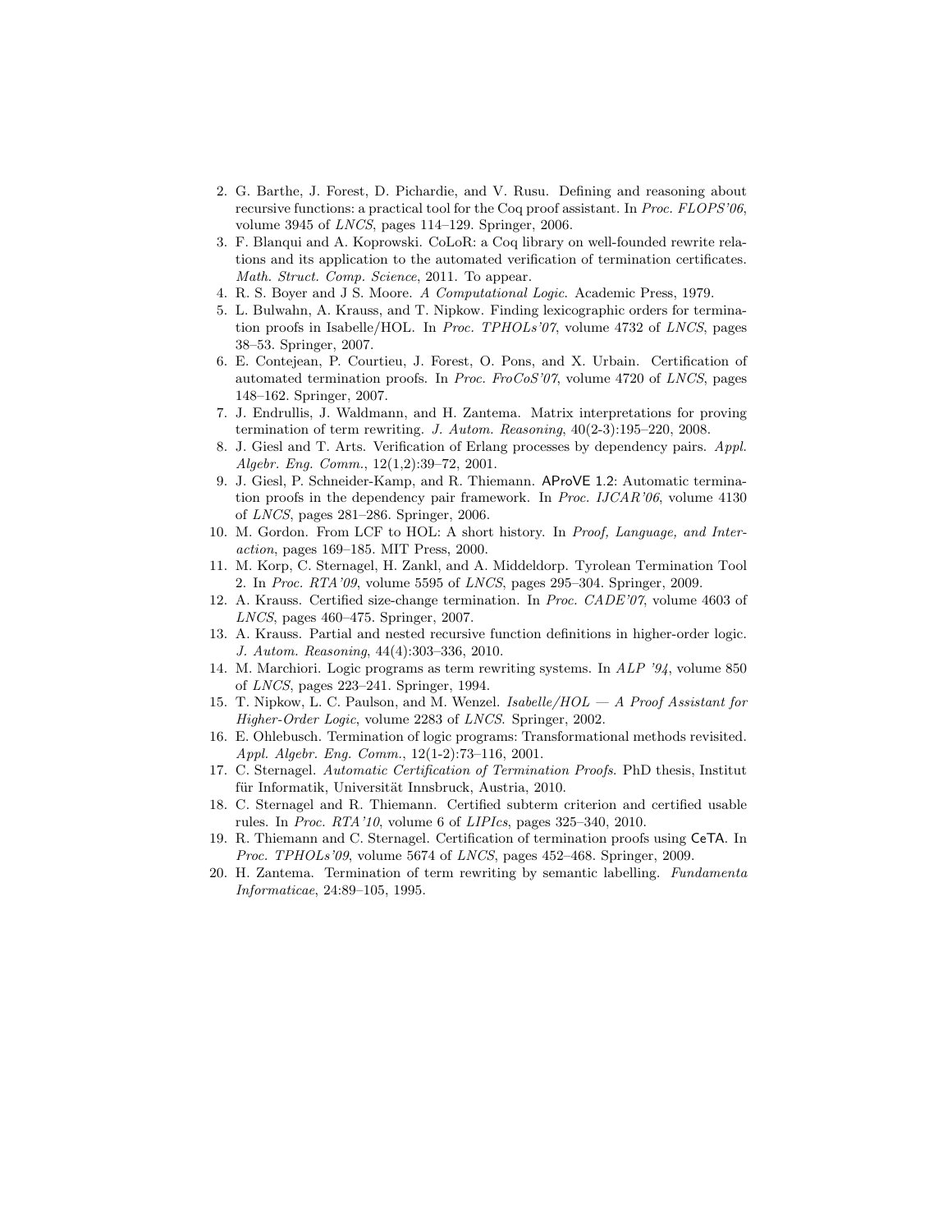2. G. Barthe, J. Forest, D. Pichardie, and V. Rusu. Defining and reasoning about recursive functions: a practical tool for the Coq proof assistant. In *Proc. FLOPS'06*, volume 3945 of *LNCS*, pages 114–129. Springer, 2006.
3. F. Blanqui and A. Koprowski. CoLoR: a Coq library on well-founded rewrite relations and its application to the automated verification of termination certificates. *Math. Struct. Comp. Science*, 2011. To appear.
4. R. S. Boyer and J S. Moore. *A Computational Logic*. Academic Press, 1979.
5. L. Bulwahn, A. Krauss, and T. Nipkow. Finding lexicographic orders for termination proofs in Isabelle/HOL. In *Proc. TPHOLs'07*, volume 4732 of *LNCS*, pages 38–53. Springer, 2007.
6. E. Contejean, P. Courtieu, J. Forest, O. Pons, and X. Urbain. Certification of automated termination proofs. In *Proc. FroCoS'07*, volume 4720 of *LNCS*, pages 148–162. Springer, 2007.
7. J. Endrullis, J. Waldmann, and H. Zantema. Matrix interpretations for proving termination of term rewriting. *J. Autom. Reasoning*, 40(2-3):195–220, 2008.
8. J. Giesl and T. Arts. Verification of Erlang processes by dependency pairs. *Appl. Algebr. Eng. Comm.*, 12(1,2):39–72, 2001.
9. J. Giesl, P. Schneider-Kamp, and R. Thiemann. AProVE 1.2: Automatic termination proofs in the dependency pair framework. In *Proc. IJCAR'06*, volume 4130 of *LNCS*, pages 281–286. Springer, 2006.
10. M. Gordon. From LCF to HOL: A short history. In *Proof, Language, and Interaction*, pages 169–185. MIT Press, 2000.
11. M. Korp, C. Sternagel, H. Zankl, and A. Middeldorp. Tyrolean Termination Tool 2. In *Proc. RTA'09*, volume 5595 of *LNCS*, pages 295–304. Springer, 2009.
12. A. Krauss. Certified size-change termination. In *Proc. CADE'07*, volume 4603 of *LNCS*, pages 460–475. Springer, 2007.
13. A. Krauss. Partial and nested recursive function definitions in higher-order logic. *J. Autom. Reasoning*, 44(4):303–336, 2010.
14. M. Marchiori. Logic programs as term rewriting systems. In *ALP '94*, volume 850 of *LNCS*, pages 223–241. Springer, 1994.
15. T. Nipkow, L. C. Paulson, and M. Wenzel. *Isabelle/HOL — A Proof Assistant for Higher-Order Logic*, volume 2283 of *LNCS*. Springer, 2002.
16. E. Ohlebusch. Termination of logic programs: Transformational methods revisited. *Appl. Algebr. Eng. Comm.*, 12(1-2):73–116, 2001.
17. C. Sternagel. *Automatic Certification of Termination Proofs*. PhD thesis, Institut für Informatik, Universität Innsbruck, Austria, 2010.
18. C. Sternagel and R. Thiemann. Certified subterm criterion and certified usable rules. In *Proc. RTA'10*, volume 6 of *LIPIcs*, pages 325–340, 2010.
19. R. Thiemann and C. Sternagel. Certification of termination proofs using CeTA. In *Proc. TPHOLs'09*, volume 5674 of *LNCS*, pages 452–468. Springer, 2009.
20. H. Zantema. Termination of term rewriting by semantic labelling. *Fundamenta Informaticae*, 24:89–105, 1995.